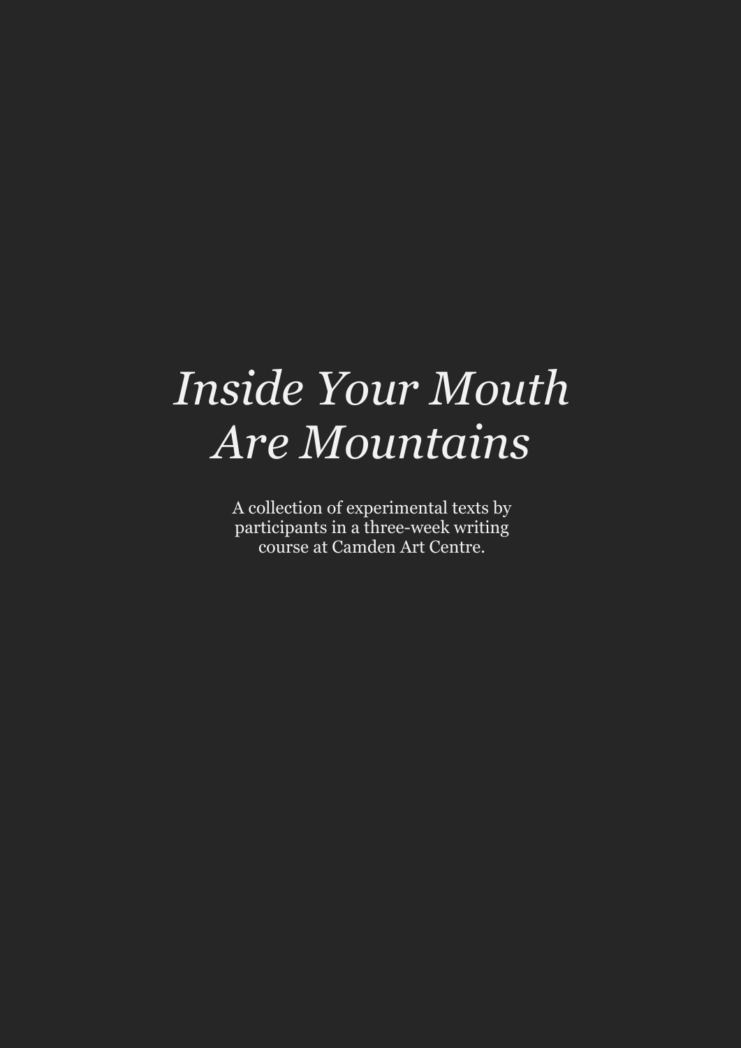# *Inside Your Mouth Are Mountains*

A collection of experimental texts by participants in a three-week writing course at Camden Art Centre.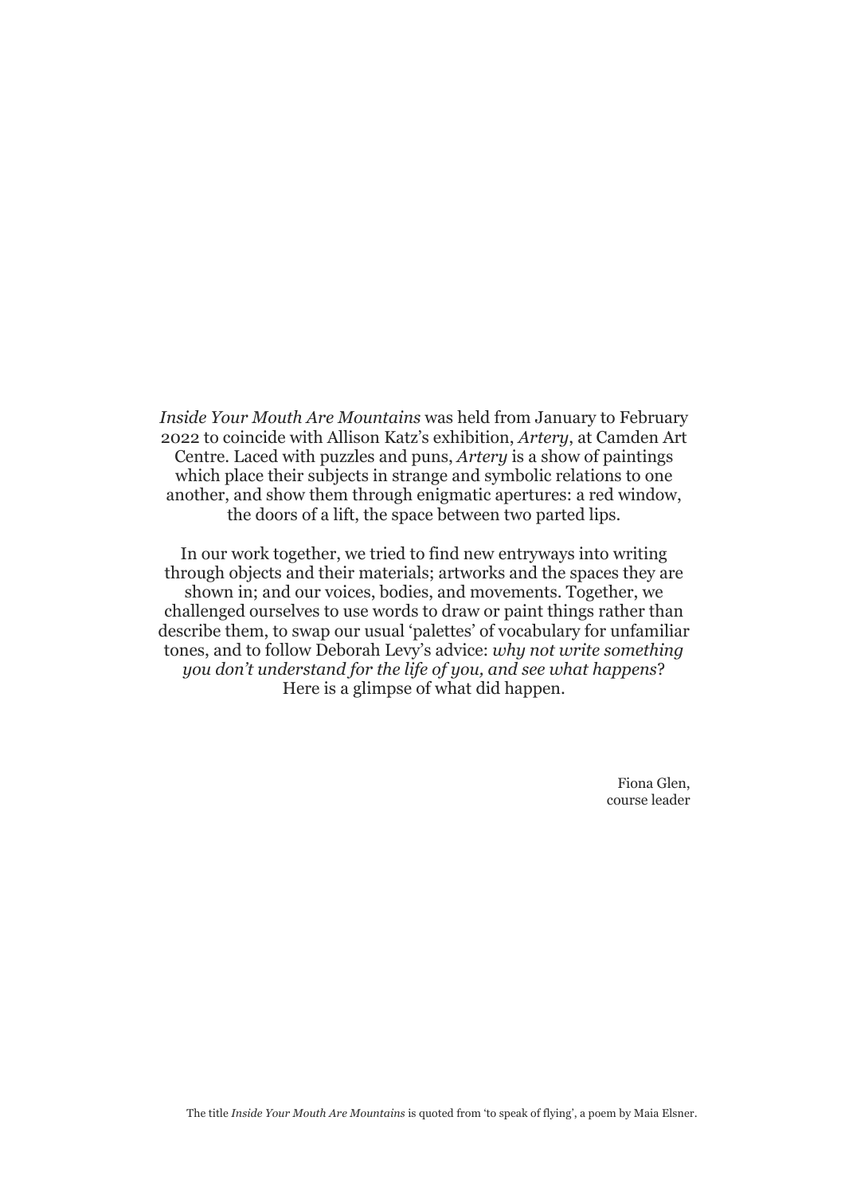*Inside Your Mouth Are Mountains* was held from January to February 2022 to coincide with Allison Katz's exhibition, *Artery*, at Camden Art Centre. Laced with puzzles and puns, *Artery* is a show of paintings which place their subjects in strange and symbolic relations to one another, and show them through enigmatic apertures: a red window, the doors of a lift, the space between two parted lips.

In our work together, we tried to find new entryways into writing through objects and their materials; artworks and the spaces they are shown in; and our voices, bodies, and movements. Together, we challenged ourselves to use words to draw or paint things rather than describe them, to swap our usual 'palettes' of vocabulary for unfamiliar tones, and to follow Deborah Levy's advice: *why not write something you don't understand for the life of you, and see what happens*? Here is a glimpse of what did happen.

Fiona Glen,
course leader

The title *Inside Your Mouth Are Mountains* is quoted from 'to speak of flying', a poem by Maia Elsner.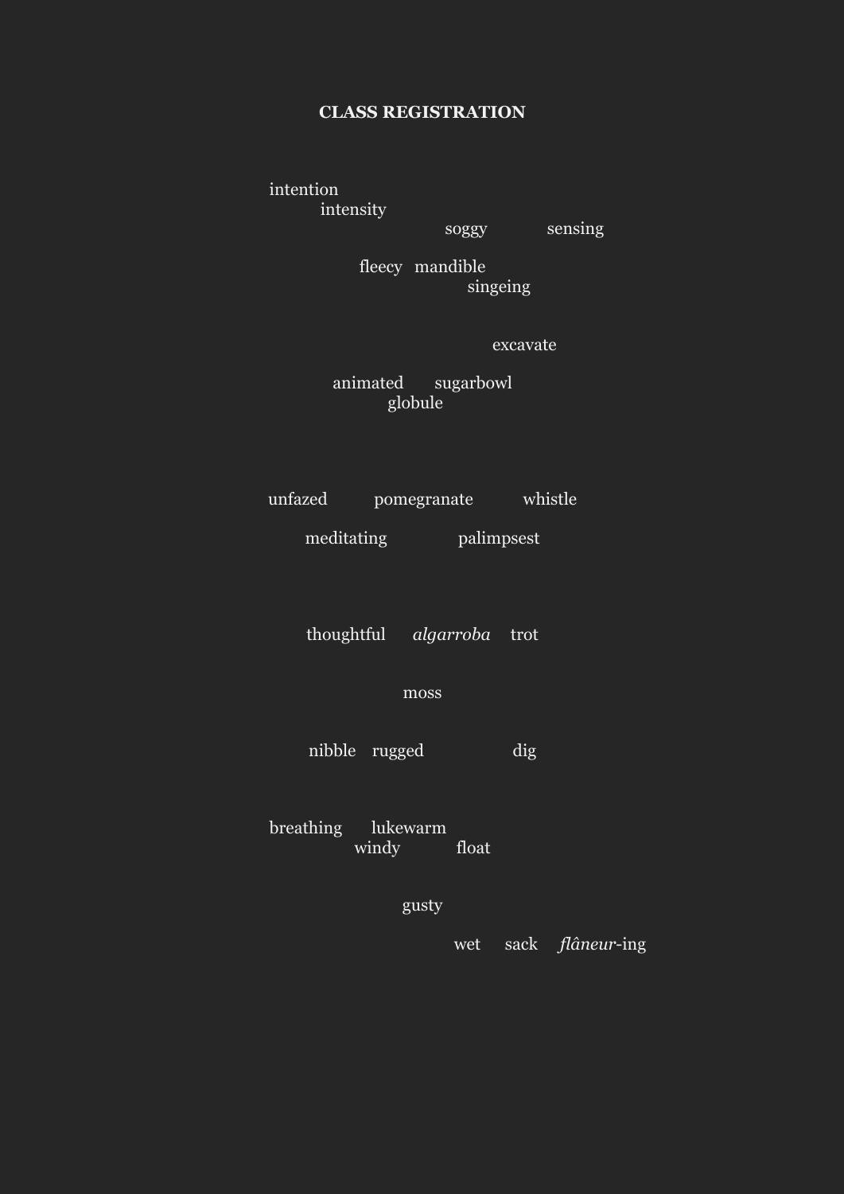**CLASS REGISTRATION**

intention
intensity
soggy sensing

fleecy mandible
singeing

excavate

animated sugarbowl
globule

unfazed pomegranate whistle

meditating palimpsest

thoughtful *algarroba* trot

moss

nibble rugged dig

breathing lukewarm
windy float

gusty

wet sack *flâneur*-ing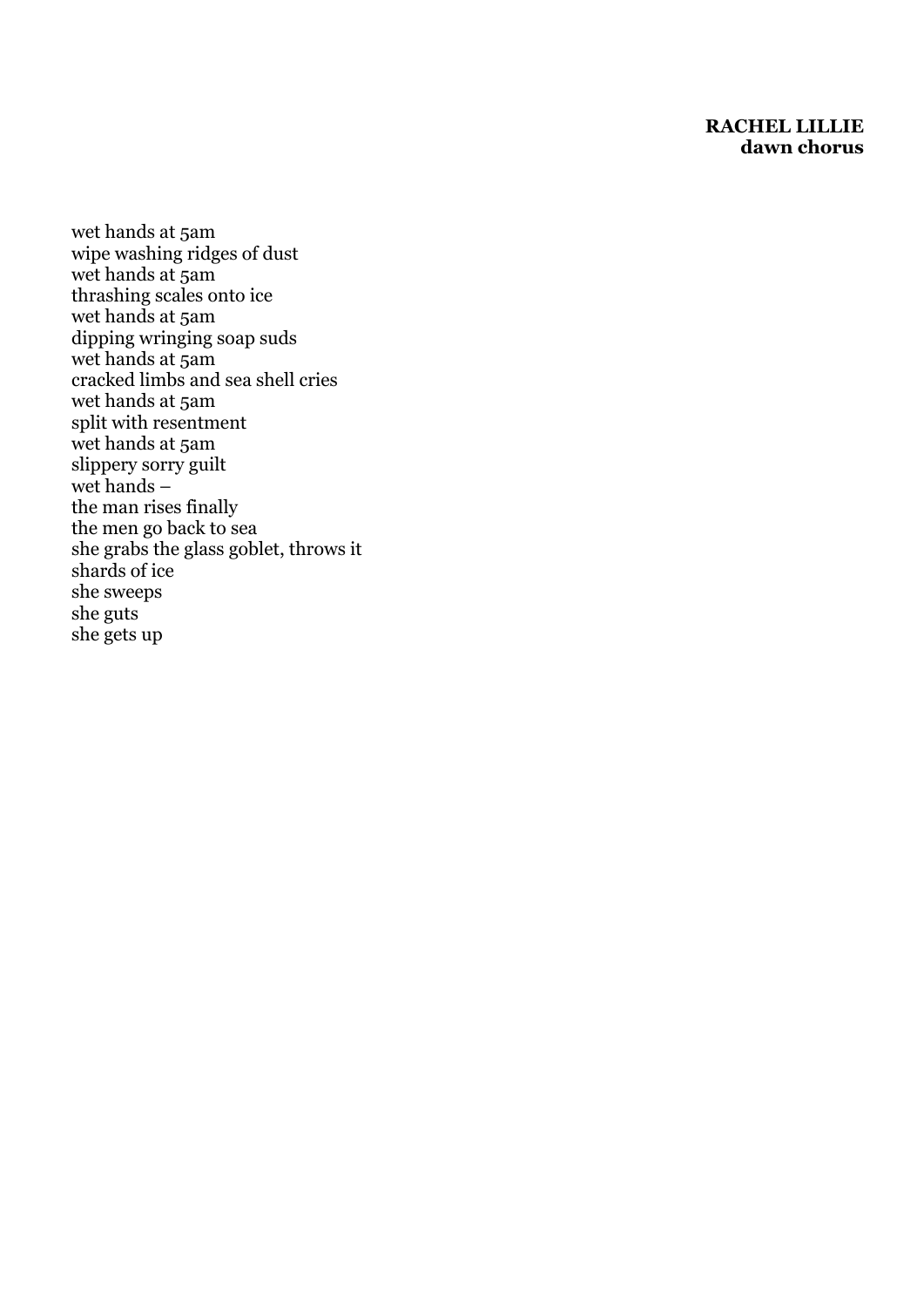**RACHEL LILLIE**
**dawn chorus**

wet hands at 5am
wipe washing ridges of dust
wet hands at 5am
thrashing scales onto ice
wet hands at 5am
dipping wringing soap suds
wet hands at 5am
cracked limbs and sea shell cries
wet hands at 5am
split with resentment
wet hands at 5am
slippery sorry guilt
wet hands –
the man rises finally
the men go back to sea
she grabs the glass goblet, throws it
shards of ice
she sweeps
she guts
she gets up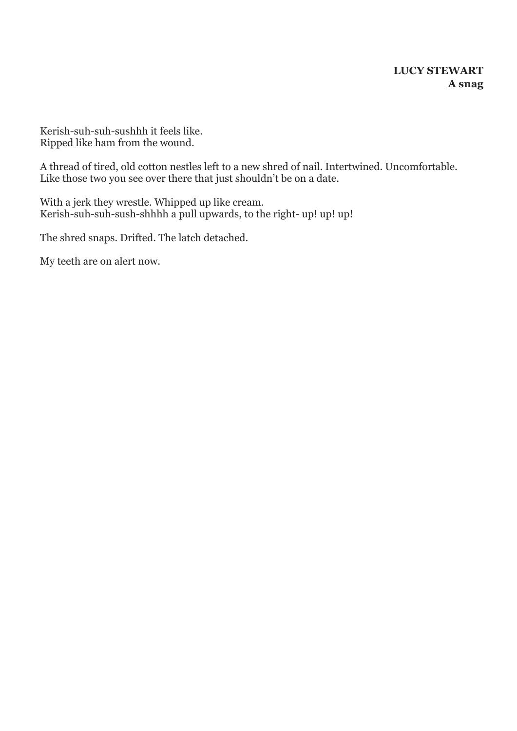**LUCY STEWART**
**A snag**

Kerish-suh-suh-sushhh it feels like.
Ripped like ham from the wound.

A thread of tired, old cotton nestles left to a new shred of nail. Intertwined. Uncomfortable.
Like those two you see over there that just shouldn't be on a date.

With a jerk they wrestle. Whipped up like cream.
Kerish-suh-suh-sush-shhhh a pull upwards, to the right- up! up! up!

The shred snaps. Drifted. The latch detached.

My teeth are on alert now.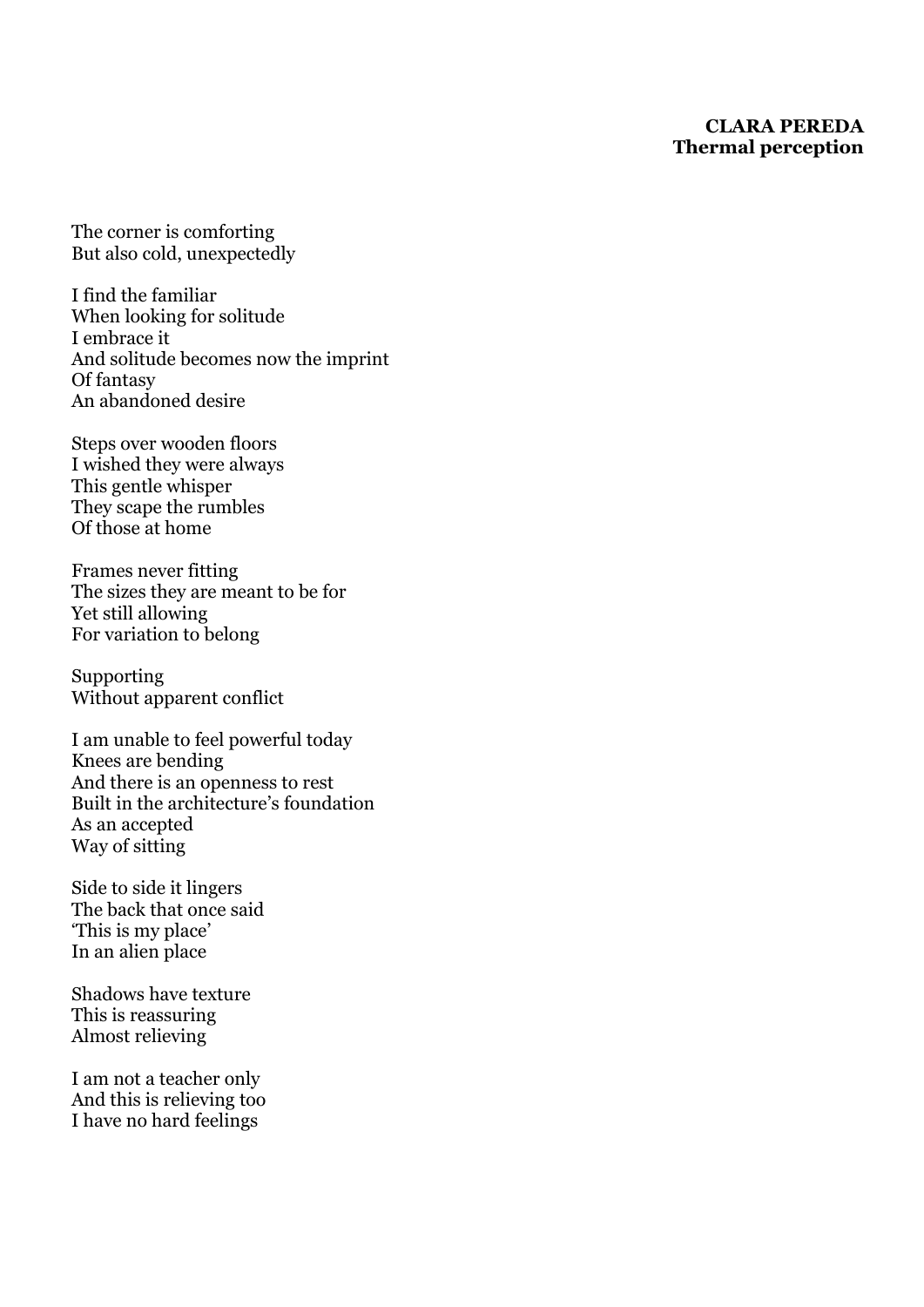**CLARA PEREDA**
**Thermal perception**

The corner is comforting
But also cold, unexpectedly

I find the familiar
When looking for solitude
I embrace it
And solitude becomes now the imprint
Of fantasy
An abandoned desire

Steps over wooden floors
I wished they were always
This gentle whisper
They scape the rumbles
Of those at home

Frames never fitting
The sizes they are meant to be for
Yet still allowing
For variation to belong

Supporting
Without apparent conflict

I am unable to feel powerful today
Knees are bending
And there is an openness to rest
Built in the architecture's foundation
As an accepted
Way of sitting

Side to side it lingers
The back that once said
'This is my place'
In an alien place

Shadows have texture
This is reassuring
Almost relieving

I am not a teacher only
And this is relieving too
I have no hard feelings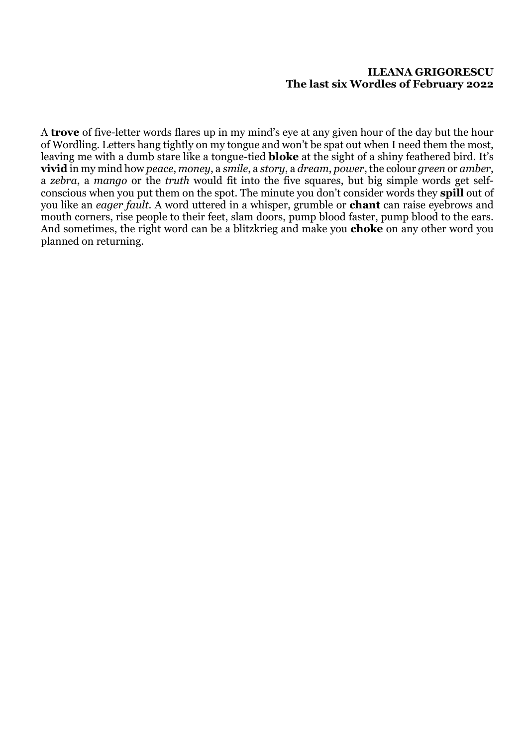**ILEANA GRIGORESCU**
**The last six Wordles of February 2022**

A **trove** of five-letter words flares up in my mind's eye at any given hour of the day but the hour of Wordling. Letters hang tightly on my tongue and won't be spat out when I need them the most, leaving me with a dumb stare like a tongue-tied **bloke** at the sight of a shiny feathered bird. It's **vivid** in my mind how *peace*, *money*, a *smile*, a *story*, a *dream*, *power*, the colour *green* or *amber*, a *zebra*, a *mango* or the *truth* would fit into the five squares, but big simple words get self-conscious when you put them on the spot. The minute you don't consider words they **spill** out of you like an *eager fault*. A word uttered in a whisper, grumble or **chant** can raise eyebrows and mouth corners, rise people to their feet, slam doors, pump blood faster, pump blood to the ears. And sometimes, the right word can be a blitzkrieg and make you **choke** on any other word you planned on returning.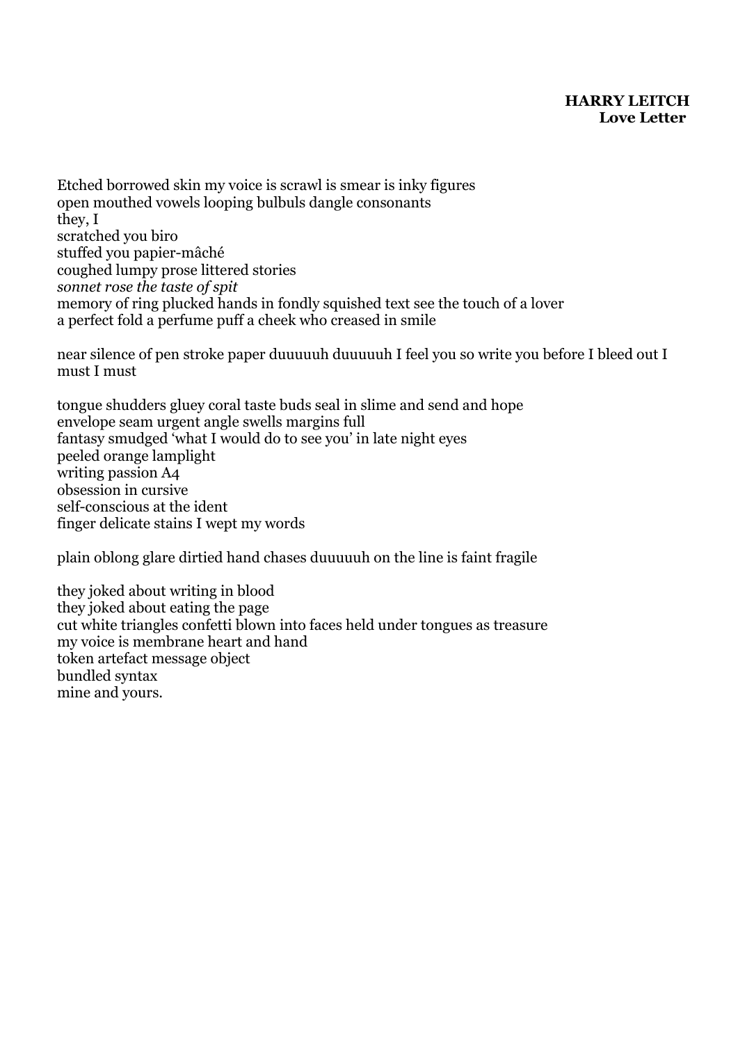**HARRY LEITCH**
**Love Letter**

Etched borrowed skin my voice is scrawl is smear is inky figures
open mouthed vowels looping bulbuls dangle consonants
they, I
scratched you biro
stuffed you papier-mâché
coughed lumpy prose littered stories
*sonnet rose the taste of spit*
memory of ring plucked hands in fondly squished text see the touch of a lover
a perfect fold a perfume puff a cheek who creased in smile

near silence of pen stroke paper duuuuuh duuuuuh I feel you so write you before I bleed out I must I must

tongue shudders gluey coral taste buds seal in slime and send and hope
envelope seam urgent angle swells margins full
fantasy smudged 'what I would do to see you' in late night eyes
peeled orange lamplight
writing passion A4
obsession in cursive
self-conscious at the ident
finger delicate stains I wept my words

plain oblong glare dirtied hand chases duuuuuh on the line is faint fragile

they joked about writing in blood
they joked about eating the page
cut white triangles confetti blown into faces held under tongues as treasure
my voice is membrane heart and hand
token artefact message object
bundled syntax
mine and yours.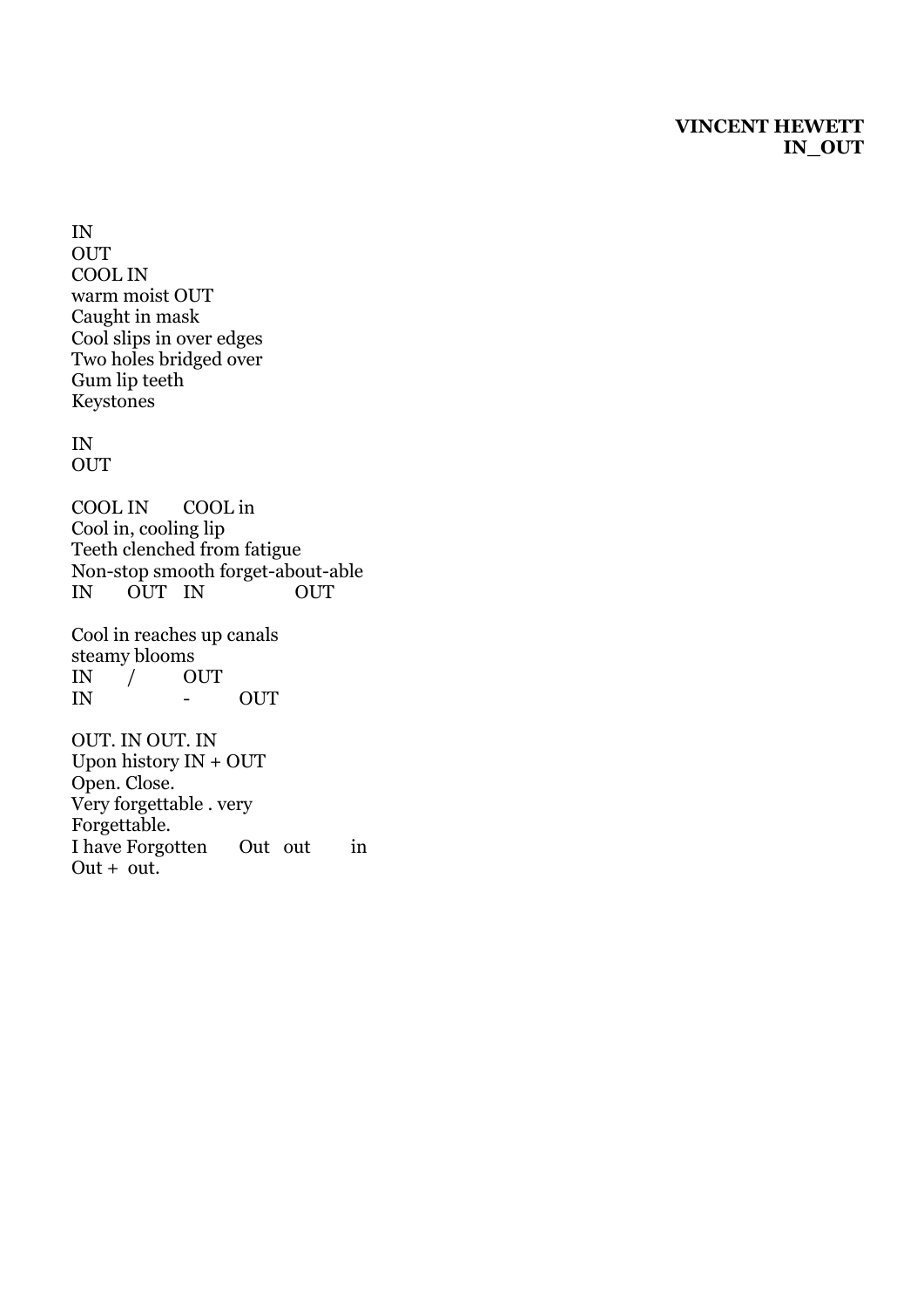**VINCENT HEWETT**
**IN_OUT**

IN
OUT
COOL IN
warm moist OUT
Caught in mask
Cool slips in over edges
Two holes bridged over
Gum lip teeth
Keystones

IN
OUT

COOL IN&nbsp;&nbsp;&nbsp;&nbsp;&nbsp;&nbsp;COOL in
Cool in, cooling lip
Teeth clenched from fatigue
Non-stop smooth forget-about-able
IN&nbsp;&nbsp;&nbsp;&nbsp;&nbsp;&nbsp;OUT&nbsp;&nbsp;&nbsp;IN&nbsp;&nbsp;&nbsp;&nbsp;&nbsp;&nbsp;&nbsp;&nbsp;&nbsp;&nbsp;&nbsp;&nbsp;&nbsp;&nbsp;&nbsp;&nbsp;OUT

Cool in reaches up canals
steamy blooms
IN&nbsp;&nbsp;&nbsp;&nbsp;&nbsp;&nbsp;/&nbsp;&nbsp;&nbsp;&nbsp;&nbsp;&nbsp;&nbsp;&nbsp;&nbsp;OUT
IN&nbsp;&nbsp;&nbsp;&nbsp;&nbsp;&nbsp;&nbsp;&nbsp;&nbsp;&nbsp;&nbsp;&nbsp;&nbsp;&nbsp;&nbsp;&nbsp;-&nbsp;&nbsp;&nbsp;&nbsp;&nbsp;&nbsp;&nbsp;&nbsp;&nbsp;OUT

OUT. IN OUT. IN
Upon history IN + OUT
Open. Close.
Very forgettable . very
Forgettable.
I have Forgotten&nbsp;&nbsp;&nbsp;&nbsp;&nbsp;&nbsp;Out&nbsp;&nbsp;&nbsp;out&nbsp;&nbsp;&nbsp;&nbsp;&nbsp;&nbsp;&nbsp;&nbsp;in
Out +&nbsp;&nbsp;out.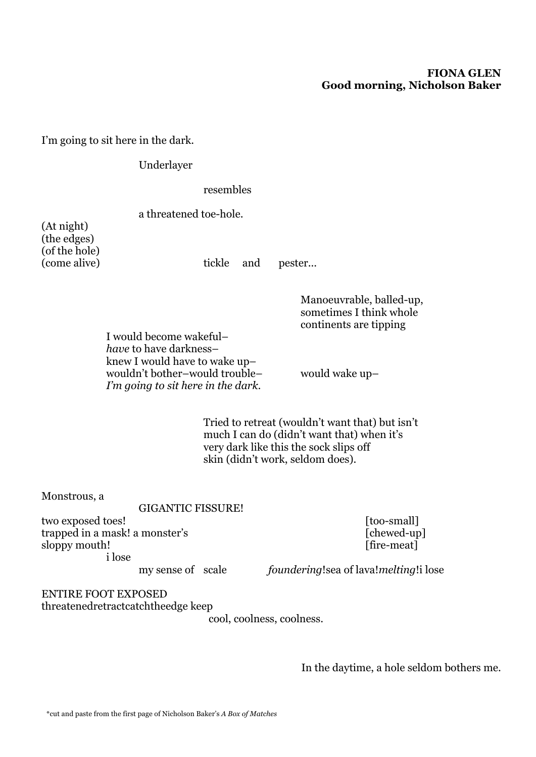**FIONA GLEN**
**Good morning, Nicholson Baker**

I'm going to sit here in the dark.

Underlayer

resembles

a threatened toe-hole.

(At night)
(the edges)
(of the hole)
(come alive) tickle and pester…

Manoeuvrable, balled-up,
sometimes I think whole
continents are tipping

I would become wakeful–
*have* to have darkness–
knew I would have to wake up–
wouldn't bother–would trouble– would wake up–
*I'm going to sit here in the dark.*

Tried to retreat (wouldn't want that) but isn't
much I can do (didn't want that) when it's
very dark like this the sock slips off
skin (didn't work, seldom does).

Monstrous, a
GIGANTIC FISSURE!
two exposed toes! [too-small]
trapped in a mask! a monster's [chewed-up]
sloppy mouth! [fire-meat]
i lose
my sense of scale *foundering*!sea of lava!*melting*!i lose

ENTIRE FOOT EXPOSED
threatenedretractcatchtheedge keep
cool, coolness, coolness.

In the daytime, a hole seldom bothers me.

*cut and paste from the first page of Nicholson Baker's *A Box of Matches*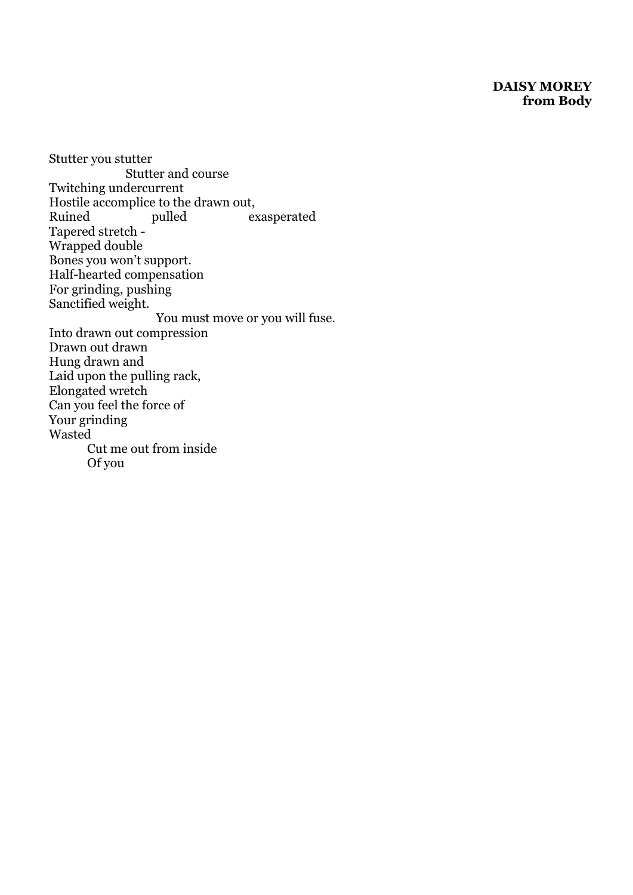**DAISY MOREY**
**from Body**

Stutter you stutter
&nbsp;&nbsp;&nbsp;&nbsp;&nbsp;&nbsp;&nbsp;&nbsp;&nbsp;&nbsp;&nbsp;&nbsp;&nbsp;&nbsp;&nbsp;&nbsp;&nbsp;&nbsp;&nbsp;&nbsp;Stutter and course
Twitching undercurrent
Hostile accomplice to the drawn out,
Ruined &nbsp;&nbsp;&nbsp;&nbsp;&nbsp;&nbsp;&nbsp;&nbsp;&nbsp;&nbsp;&nbsp;&nbsp;pulled &nbsp;&nbsp;&nbsp;&nbsp;&nbsp;&nbsp;&nbsp;&nbsp;&nbsp;&nbsp;&nbsp;&nbsp;exasperated
Tapered stretch -
Wrapped double
Bones you won't support.
Half-hearted compensation
For grinding, pushing
Sanctified weight.
&nbsp;&nbsp;&nbsp;&nbsp;&nbsp;&nbsp;&nbsp;&nbsp;&nbsp;&nbsp;&nbsp;&nbsp;&nbsp;&nbsp;&nbsp;&nbsp;&nbsp;&nbsp;&nbsp;&nbsp;&nbsp;&nbsp;&nbsp;&nbsp;&nbsp;&nbsp;&nbsp;&nbsp;You must move or you will fuse.
Into drawn out compression
Drawn out drawn
Hung drawn and
Laid upon the pulling rack,
Elongated wretch
Can you feel the force of
Your grinding
Wasted
&nbsp;&nbsp;&nbsp;&nbsp;&nbsp;&nbsp;&nbsp;&nbsp;&nbsp;&nbsp;Cut me out from inside
&nbsp;&nbsp;&nbsp;&nbsp;&nbsp;&nbsp;&nbsp;&nbsp;&nbsp;&nbsp;Of you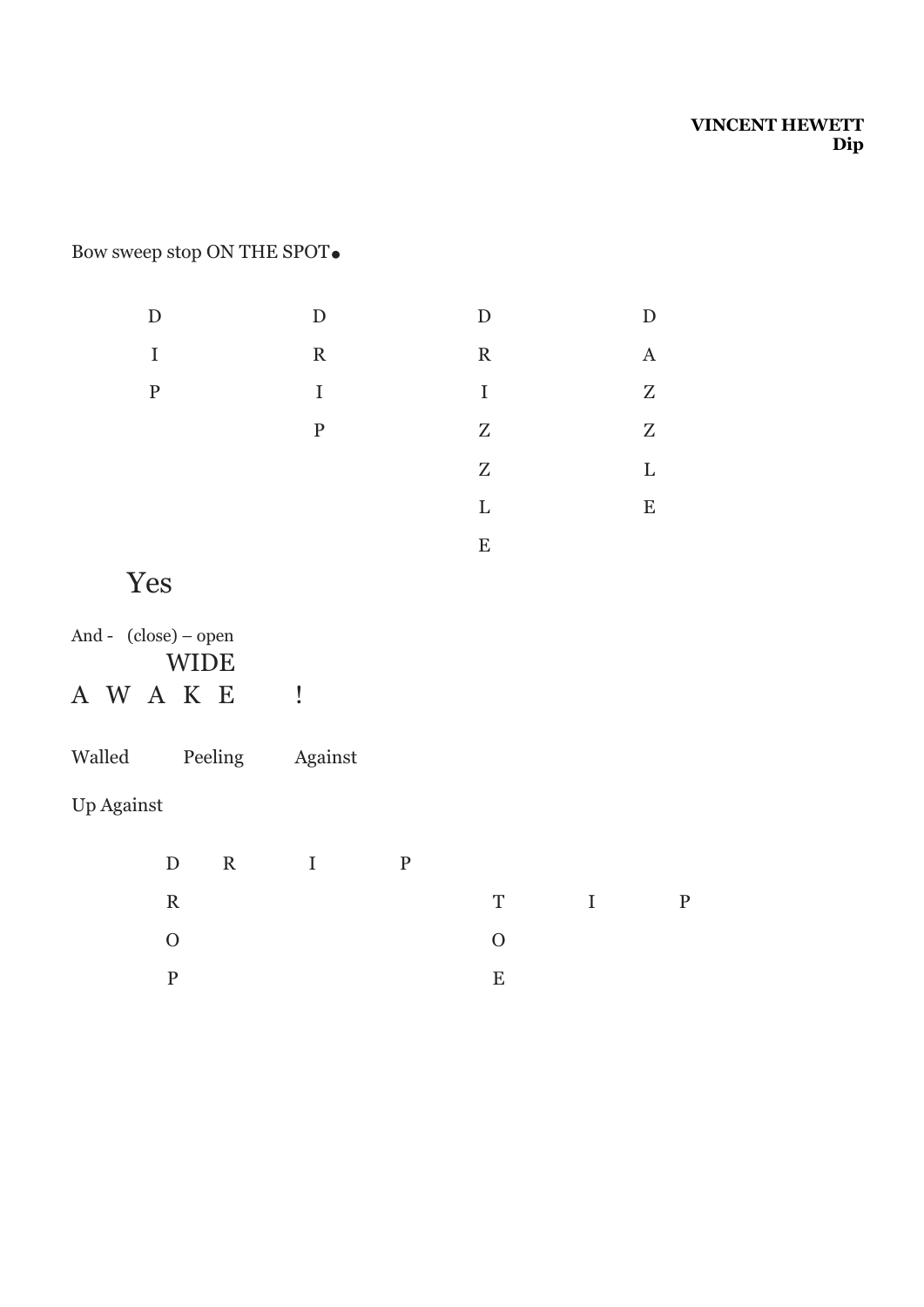**VINCENT HEWETT**
**Dip**

Bow sweep stop ON THE SPOT●

```
D          D          D          D
I          R          R          A
P          I          I          Z
           P          Z          Z
                      Z          L
                      L          E
                      E
```

Yes

And - (close) – open

WIDE

A W A K E !

Walled Peeling Against

Up Against

```
D   R   I   P
R                T   I   P
O                O
P                E
```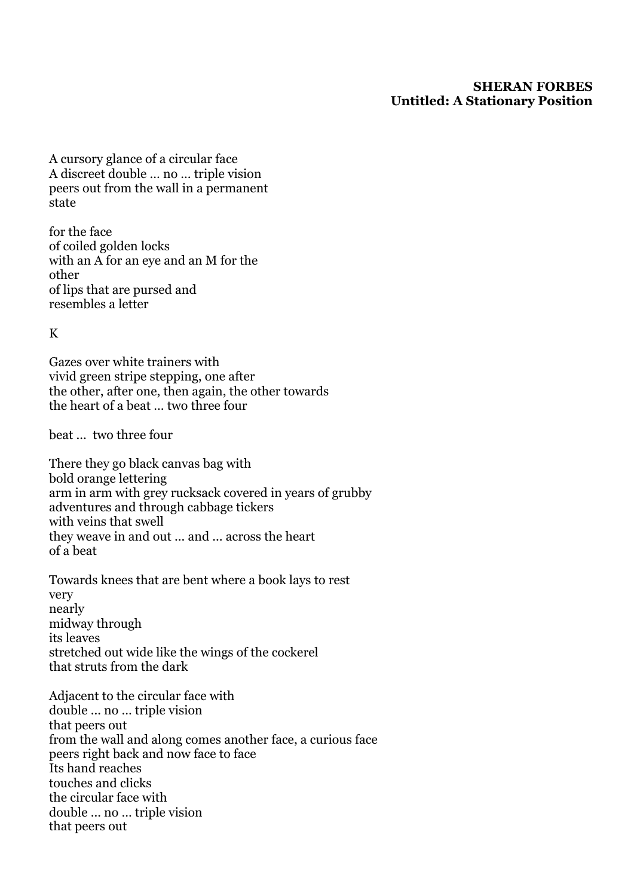**SHERAN FORBES**
**Untitled: A Stationary Position**

A cursory glance of a circular face
A discreet double … no … triple vision
peers out from the wall in a permanent
state

for the face
of coiled golden locks
with an A for an eye and an M for the
other
of lips that are pursed and
resembles a letter

K

Gazes over white trainers with
vivid green stripe stepping, one after
the other, after one, then again, the other towards
the heart of a beat … two three four

beat … two three four

There they go black canvas bag with
bold orange lettering
arm in arm with grey rucksack covered in years of grubby
adventures and through cabbage tickers
with veins that swell
they weave in and out … and … across the heart
of a beat

Towards knees that are bent where a book lays to rest
very
nearly
midway through
its leaves
stretched out wide like the wings of the cockerel
that struts from the dark

Adjacent to the circular face with
double … no … triple vision
that peers out
from the wall and along comes another face, a curious face
peers right back and now face to face
Its hand reaches
touches and clicks
the circular face with
double … no … triple vision
that peers out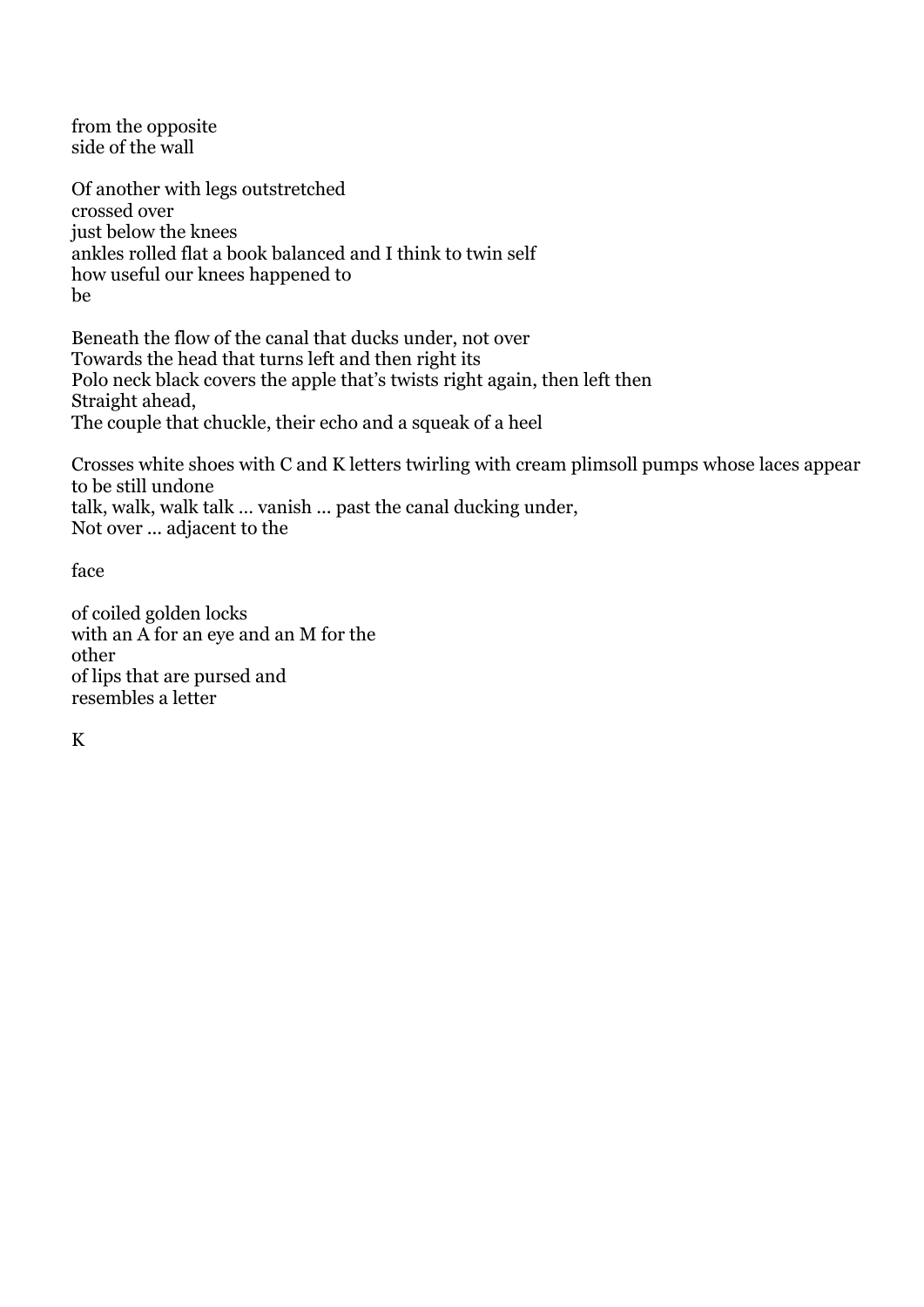from the opposite
side of the wall

Of another with legs outstretched
crossed over
just below the knees
ankles rolled flat a book balanced and I think to twin self
how useful our knees happened to
be

Beneath the flow of the canal that ducks under, not over
Towards the head that turns left and then right its
Polo neck black covers the apple that's twists right again, then left then
Straight ahead,
The couple that chuckle, their echo and a squeak of a heel

Crosses white shoes with C and K letters twirling with cream plimsoll pumps whose laces appear to be still undone
talk, walk, walk talk … vanish … past the canal ducking under,
Not over … adjacent to the

face

of coiled golden locks
with an A for an eye and an M for the
other
of lips that are pursed and
resembles a letter

K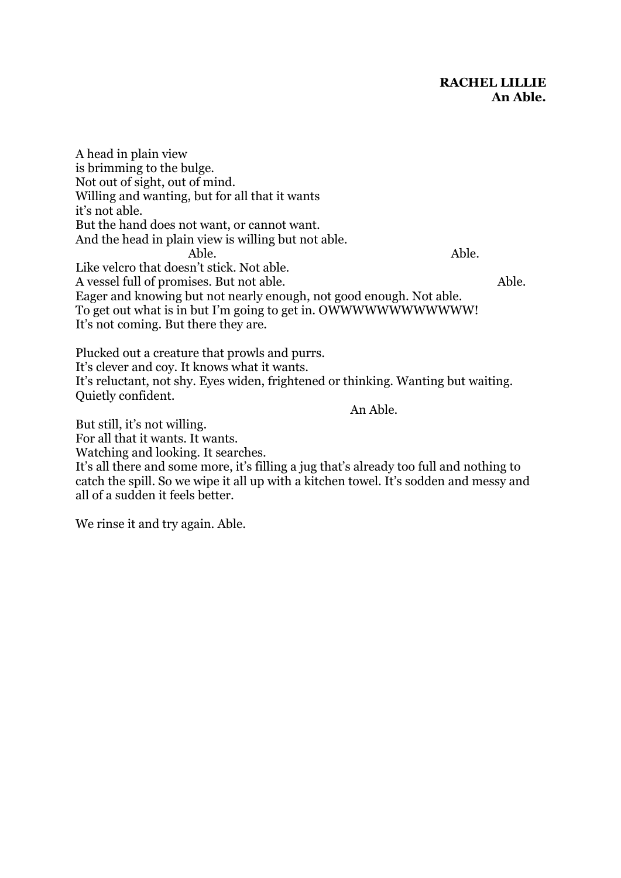**RACHEL LILLIE**
**An Able.**

A head in plain view
is brimming to the bulge.
Not out of sight, out of mind.
Willing and wanting, but for all that it wants
it's not able.
But the hand does not want, or cannot want.
And the head in plain view is willing but not able.
Able. Able.
Like velcro that doesn't stick. Not able.
A vessel full of promises. But not able. Able.
Eager and knowing but not nearly enough, not good enough. Not able.
To get out what is in but I'm going to get in. OWWWWWWWWWWWW!
It's not coming. But there they are.

Plucked out a creature that prowls and purrs.
It's clever and coy. It knows what it wants.
It's reluctant, not shy. Eyes widen, frightened or thinking. Wanting but waiting.
Quietly confident.
An Able.
But still, it's not willing.
For all that it wants. It wants.
Watching and looking. It searches.
It's all there and some more, it's filling a jug that's already too full and nothing to catch the spill. So we wipe it all up with a kitchen towel. It's sodden and messy and all of a sudden it feels better.

We rinse it and try again. Able.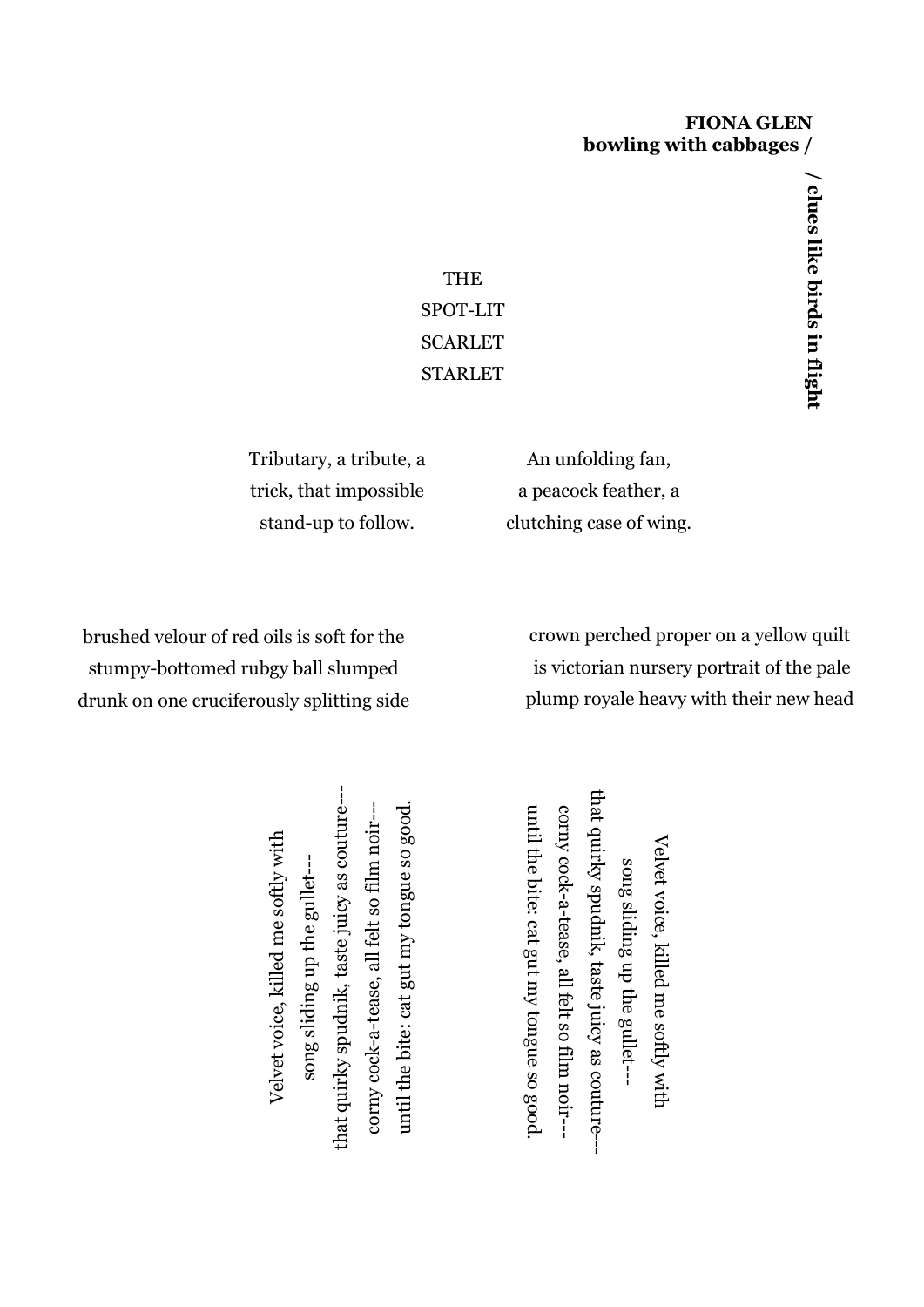**FIONA GLEN**
**bowling with cabbages /**

**/ clues like birds in flight**

THE
SPOT-LIT
SCARLET
STARLET

Tributary, a tribute, a
trick, that impossible
stand-up to follow.

An unfolding fan,
a peacock feather, a
clutching case of wing.

brushed velour of red oils is soft for the
stumpy-bottomed rubgy ball slumped
drunk on one cruciferously splitting side

crown perched proper on a yellow quilt
is victorian nursery portrait of the pale
plump royale heavy with their new head

Velvet voice, killed me softly with
song sliding up the gullet---
that quirky spudnik, taste juicy as couture---
corny cock-a-tease, all felt so film noir---
until the bite: cat gut my tongue so good.

Velvet voice, killed me softly with
song sliding up the gullet---
that quirky spudnik, taste juicy as couture---
corny cock-a-tease, all felt so film noir---
until the bite: cat gut my tongue so good.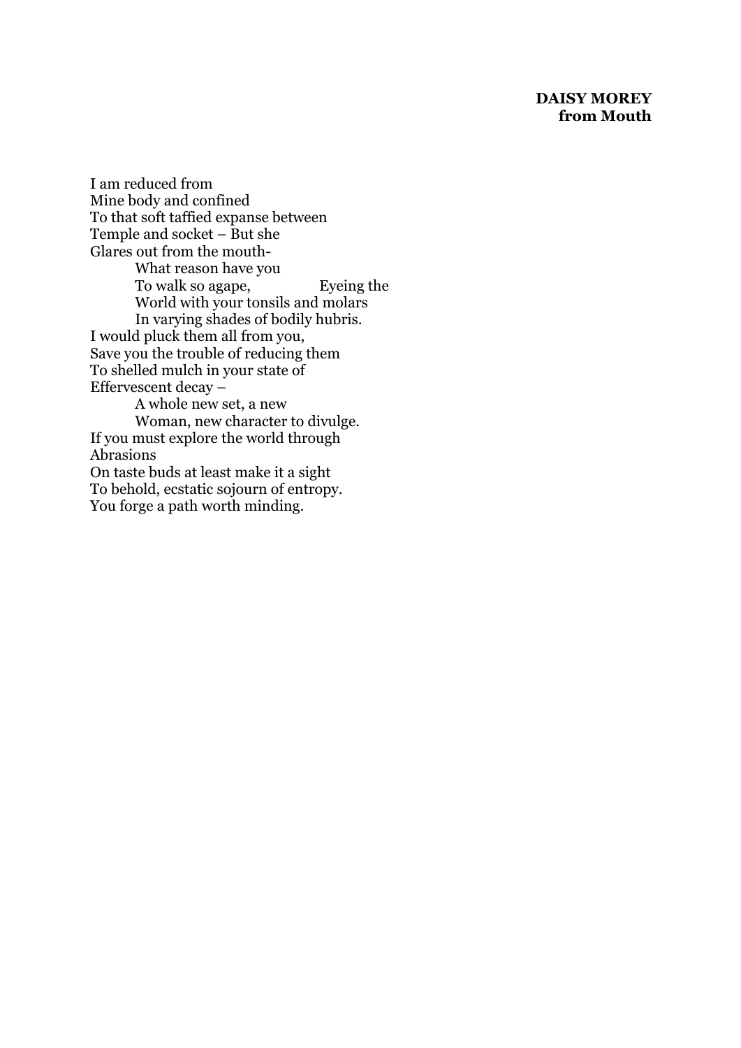**DAISY MOREY**
**from Mouth**

I am reduced from
Mine body and confined
To that soft taffied expanse between
Temple and socket – But she
Glares out from the mouth-
&nbsp;&nbsp;&nbsp;&nbsp;&nbsp;&nbsp;&nbsp;&nbsp;What reason have you
&nbsp;&nbsp;&nbsp;&nbsp;&nbsp;&nbsp;&nbsp;&nbsp;To walk so agape,&nbsp;&nbsp;&nbsp;&nbsp;&nbsp;&nbsp;&nbsp;&nbsp;&nbsp;&nbsp;&nbsp;&nbsp;Eyeing the
&nbsp;&nbsp;&nbsp;&nbsp;&nbsp;&nbsp;&nbsp;&nbsp;World with your tonsils and molars
&nbsp;&nbsp;&nbsp;&nbsp;&nbsp;&nbsp;&nbsp;&nbsp;In varying shades of bodily hubris.
I would pluck them all from you,
Save you the trouble of reducing them
To shelled mulch in your state of
Effervescent decay –
&nbsp;&nbsp;&nbsp;&nbsp;&nbsp;&nbsp;&nbsp;&nbsp;A whole new set, a new
&nbsp;&nbsp;&nbsp;&nbsp;&nbsp;&nbsp;&nbsp;&nbsp;Woman, new character to divulge.
If you must explore the world through
Abrasions
On taste buds at least make it a sight
To behold, ecstatic sojourn of entropy.
You forge a path worth minding.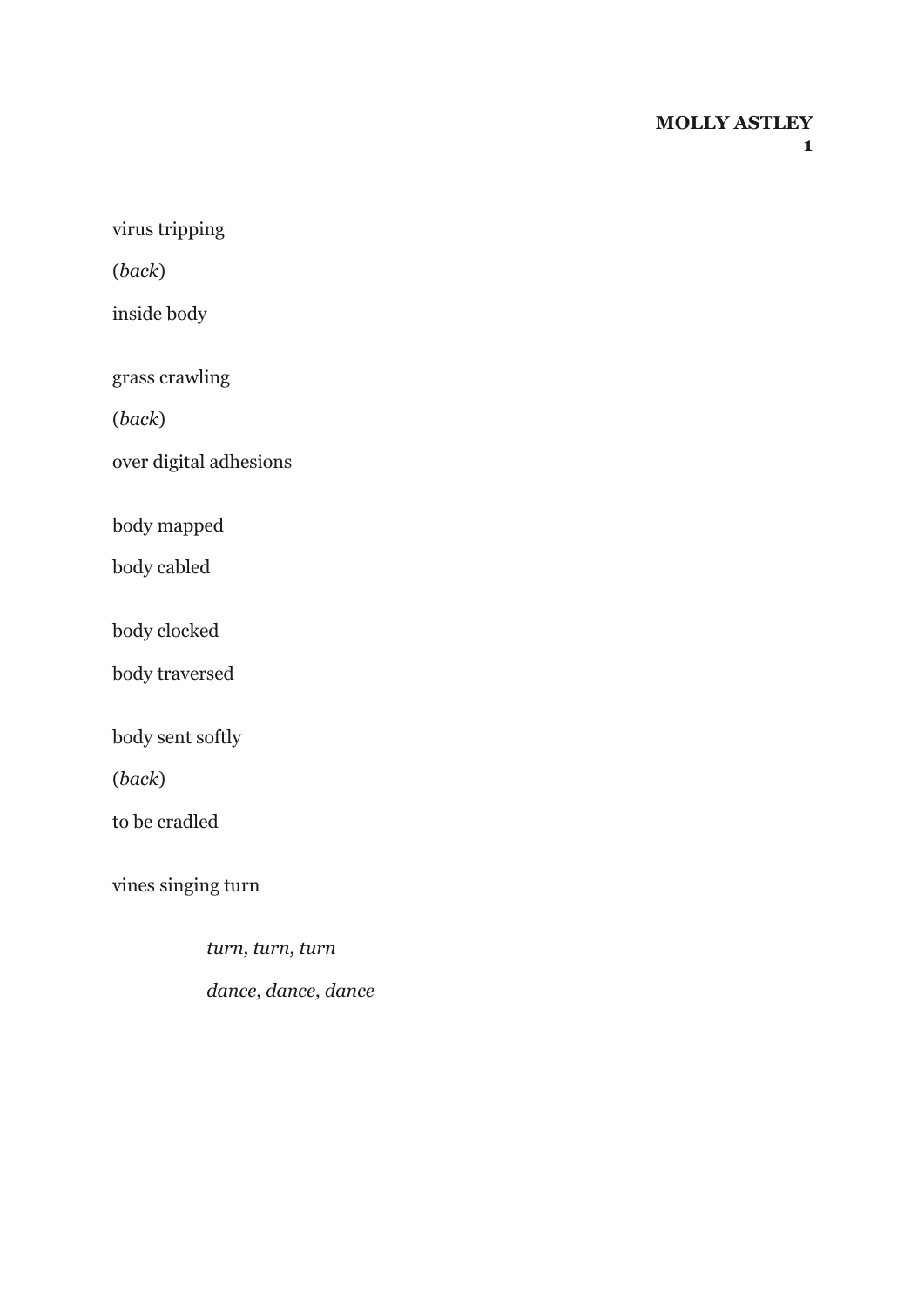**MOLLY ASTLEY**
**1**

virus tripping
(*back*)
inside body

grass crawling
(*back*)
over digital adhesions

body mapped
body cabled

body clocked
body traversed

body sent softly
(*back*)
to be cradled

vines singing turn

> *turn, turn, turn*
> *dance, dance, dance*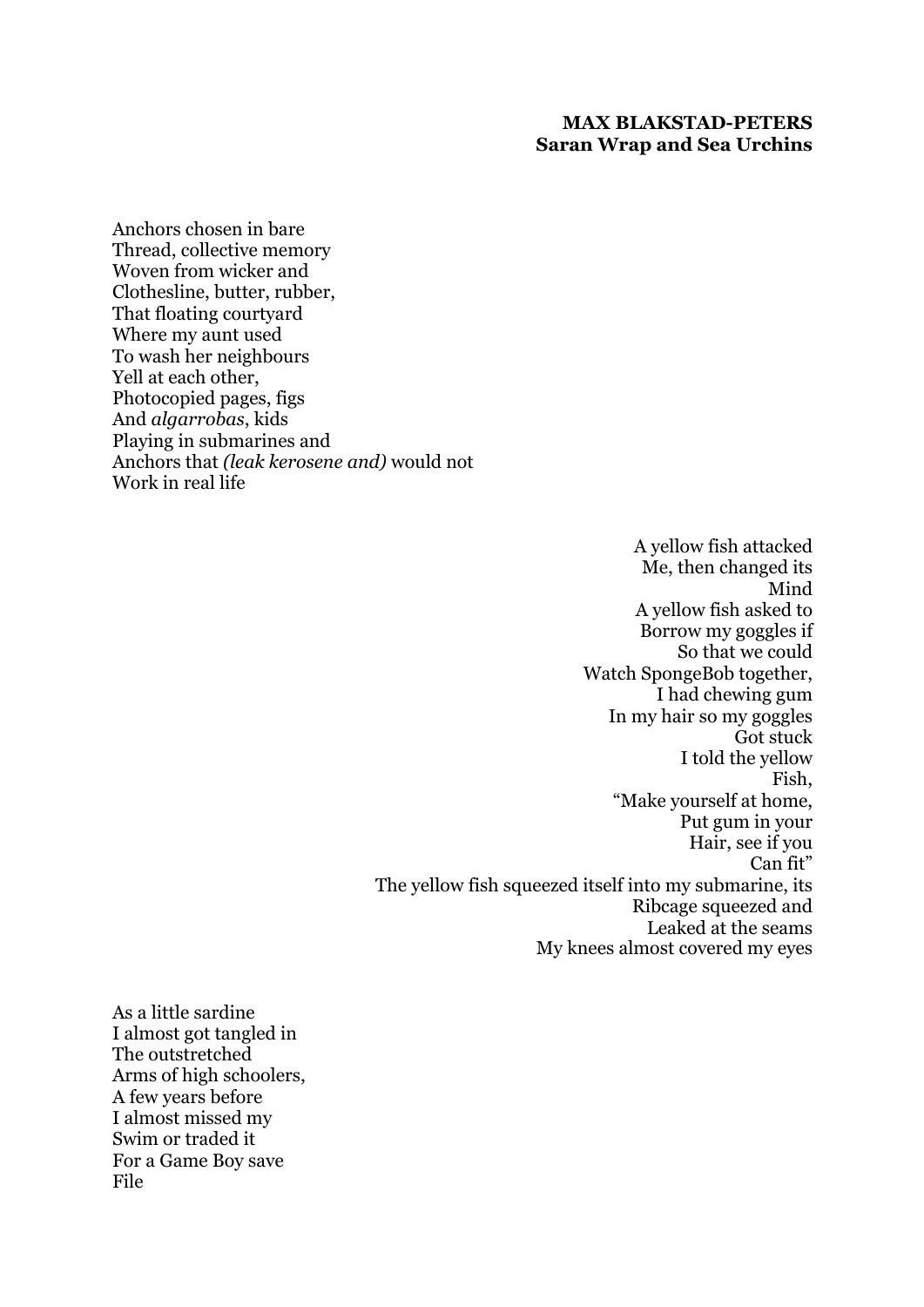**MAX BLAKSTAD-PETERS**
**Saran Wrap and Sea Urchins**

Anchors chosen in bare  
Thread, collective memory  
Woven from wicker and  
Clothesline, butter, rubber,  
That floating courtyard  
Where my aunt used  
To wash her neighbours  
Yell at each other,  
Photocopied pages, figs  
And *algarrobas*, kids  
Playing in submarines and  
Anchors that *(leak kerosene and)* would not  
Work in real life

A yellow fish attacked  
Me, then changed its  
Mind  
A yellow fish asked to  
Borrow my goggles if  
So that we could  
Watch SpongeBob together,  
I had chewing gum  
In my hair so my goggles  
Got stuck  
I told the yellow  
Fish,  
"Make yourself at home,  
Put gum in your  
Hair, see if you  
Can fit"  
The yellow fish squeezed itself into my submarine, its  
Ribcage squeezed and  
Leaked at the seams  
My knees almost covered my eyes

As a little sardine  
I almost got tangled in  
The outstretched  
Arms of high schoolers,  
A few years before  
I almost missed my  
Swim or traded it  
For a Game Boy save  
File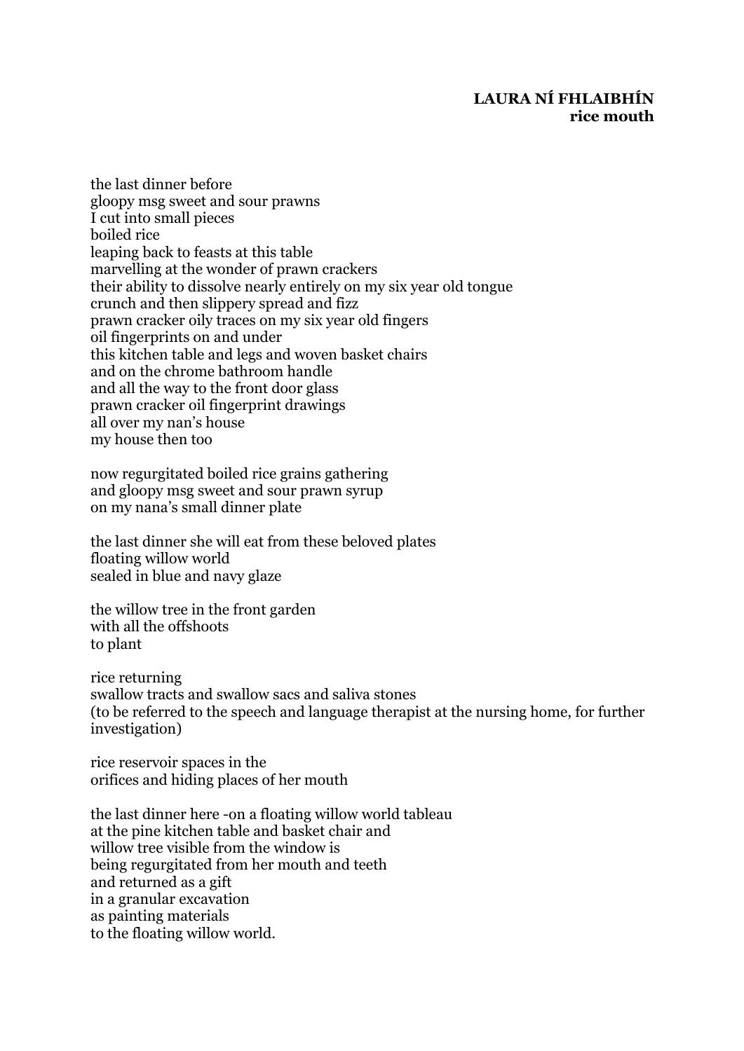**LAURA NÍ FHLAIBHÍN**
**rice mouth**

the last dinner before
gloopy msg sweet and sour prawns
I cut into small pieces
boiled rice
leaping back to feasts at this table
marvelling at the wonder of prawn crackers
their ability to dissolve nearly entirely on my six year old tongue
crunch and then slippery spread and fizz
prawn cracker oily traces on my six year old fingers
oil fingerprints on and under
this kitchen table and legs and woven basket chairs
and on the chrome bathroom handle
and all the way to the front door glass
prawn cracker oil fingerprint drawings
all over my nan's house
my house then too

now regurgitated boiled rice grains gathering
and gloopy msg sweet and sour prawn syrup
on my nana's small dinner plate

the last dinner she will eat from these beloved plates
floating willow world
sealed in blue and navy glaze

the willow tree in the front garden
with all the offshoots
to plant

rice returning
swallow tracts and swallow sacs and saliva stones
(to be referred to the speech and language therapist at the nursing home, for further investigation)

rice reservoir spaces in the
orifices and hiding places of her mouth

the last dinner here -on a floating willow world tableau
at the pine kitchen table and basket chair and
willow tree visible from the window is
being regurgitated from her mouth and teeth
and returned as a gift
in a granular excavation
as painting materials
to the floating willow world.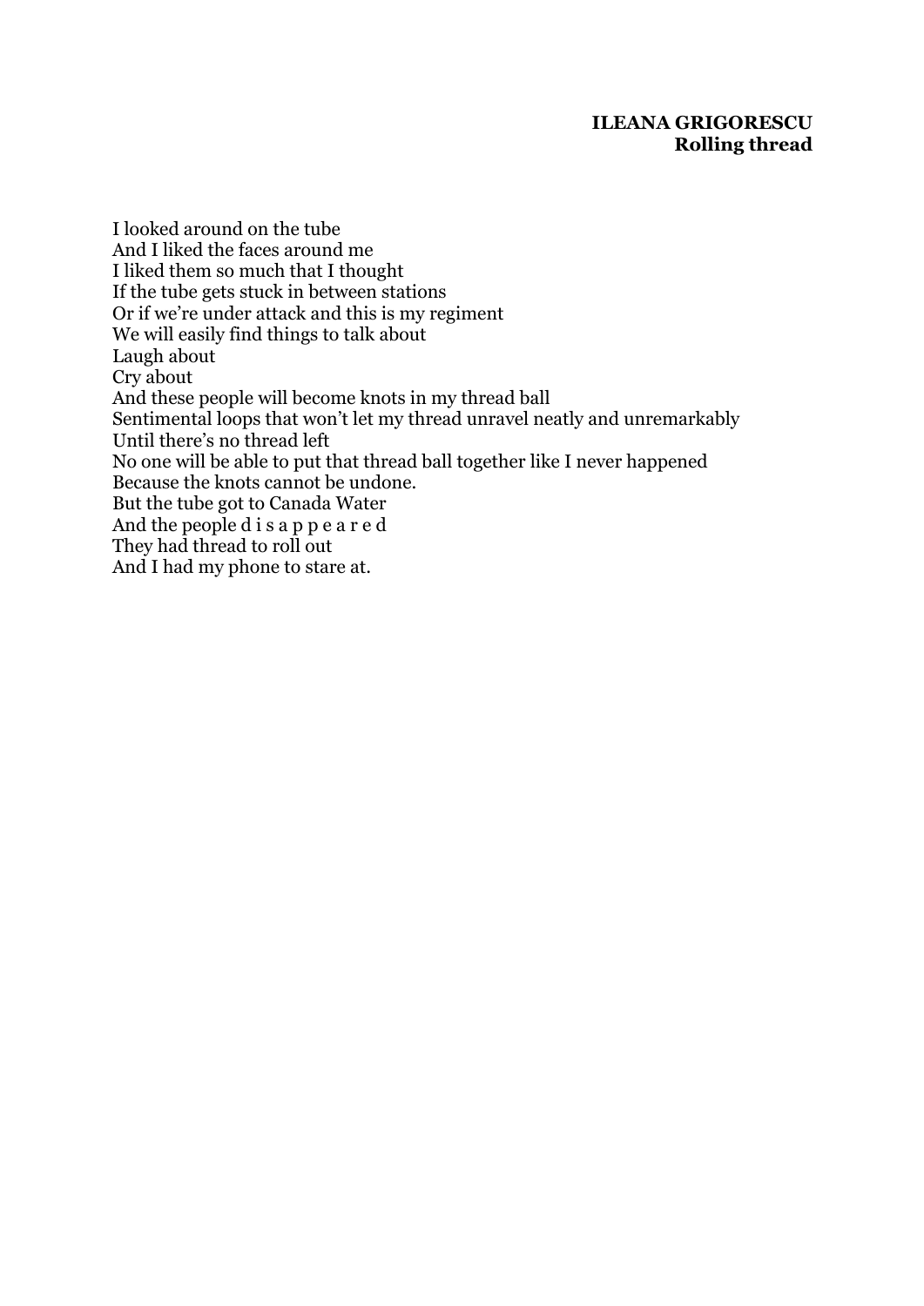**ILEANA GRIGORESCU**
**Rolling thread**

I looked around on the tube
And I liked the faces around me
I liked them so much that I thought
If the tube gets stuck in between stations
Or if we're under attack and this is my regiment
We will easily find things to talk about
Laugh about
Cry about
And these people will become knots in my thread ball
Sentimental loops that won't let my thread unravel neatly and unremarkably
Until there's no thread left
No one will be able to put that thread ball together like I never happened
Because the knots cannot be undone.
But the tube got to Canada Water
And the people d i s a p p e a r e d
They had thread to roll out
And I had my phone to stare at.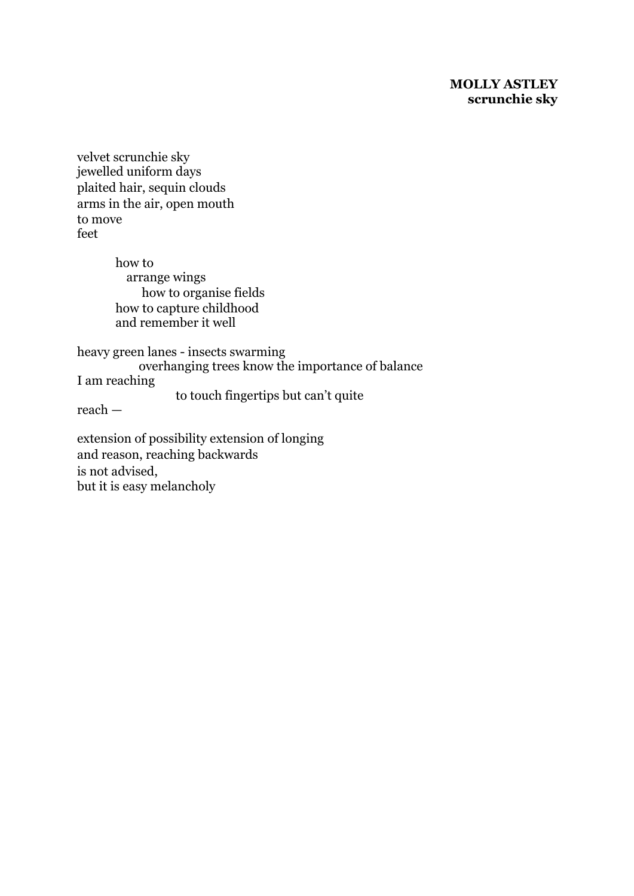**MOLLY ASTLEY**
**scrunchie sky**

velvet scrunchie sky
jewelled uniform days
plaited hair, sequin clouds
arms in the air, open mouth
to move
feet

&nbsp;&nbsp;&nbsp;&nbsp;&nbsp;&nbsp;&nbsp;&nbsp;how to
&nbsp;&nbsp;&nbsp;&nbsp;&nbsp;&nbsp;&nbsp;&nbsp;&nbsp;&nbsp;&nbsp;arrange wings
&nbsp;&nbsp;&nbsp;&nbsp;&nbsp;&nbsp;&nbsp;&nbsp;&nbsp;&nbsp;&nbsp;&nbsp;&nbsp;&nbsp;&nbsp;how to organise fields
&nbsp;&nbsp;&nbsp;&nbsp;&nbsp;&nbsp;&nbsp;&nbsp;how to capture childhood
&nbsp;&nbsp;&nbsp;&nbsp;&nbsp;&nbsp;&nbsp;&nbsp;and remember it well

heavy green lanes - insects swarming
&nbsp;&nbsp;&nbsp;&nbsp;&nbsp;&nbsp;&nbsp;&nbsp;&nbsp;&nbsp;&nbsp;&nbsp;&nbsp;overhanging trees know the importance of balance
I am reaching
&nbsp;&nbsp;&nbsp;&nbsp;&nbsp;&nbsp;&nbsp;&nbsp;&nbsp;&nbsp;&nbsp;&nbsp;&nbsp;&nbsp;&nbsp;&nbsp;&nbsp;&nbsp;&nbsp;&nbsp;&nbsp;to touch fingertips but can't quite
reach —

extension of possibility extension of longing
and reason, reaching backwards
is not advised,
but it is easy melancholy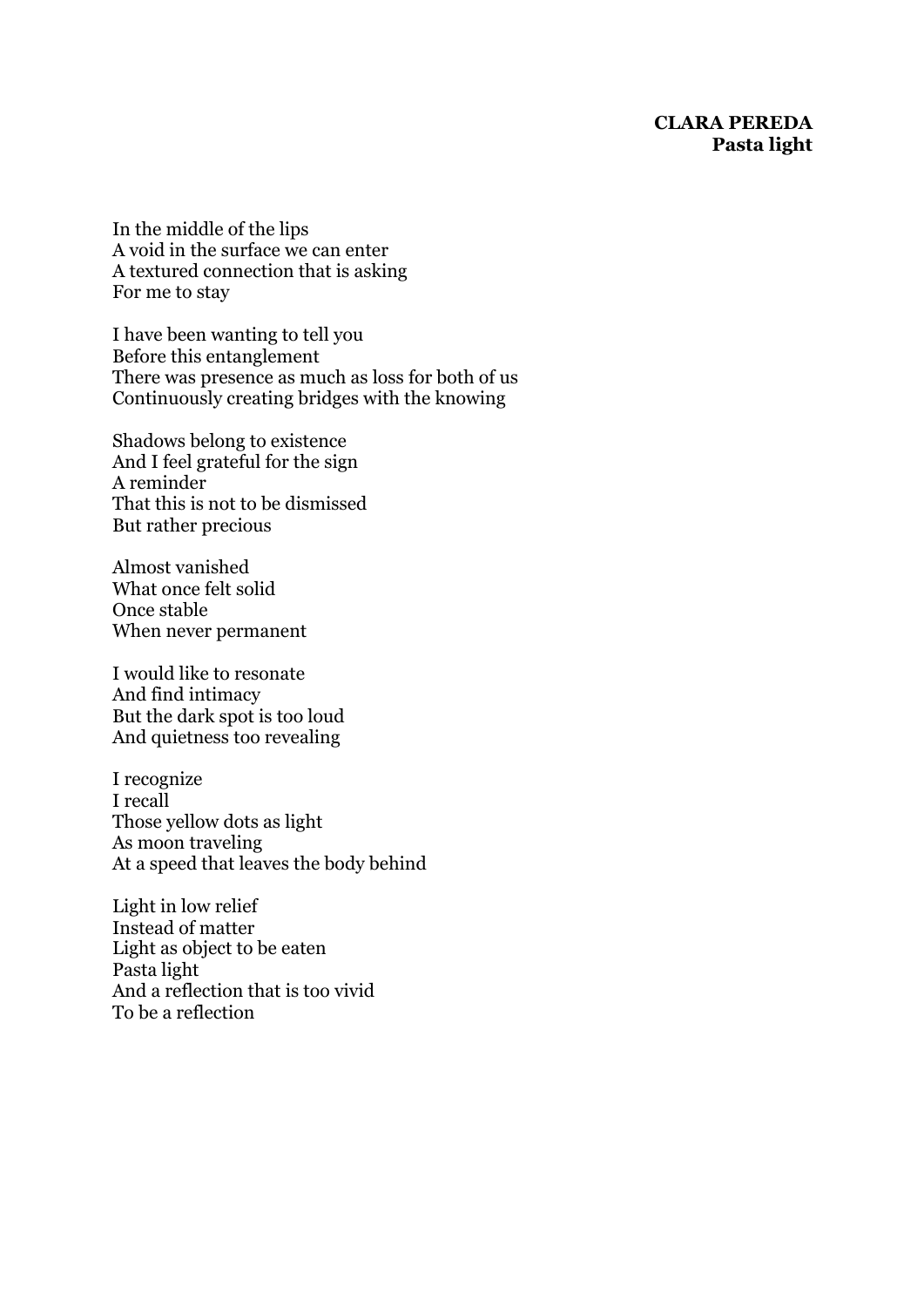**CLARA PEREDA**
**Pasta light**

In the middle of the lips
A void in the surface we can enter
A textured connection that is asking
For me to stay

I have been wanting to tell you
Before this entanglement
There was presence as much as loss for both of us
Continuously creating bridges with the knowing

Shadows belong to existence
And I feel grateful for the sign
A reminder
That this is not to be dismissed
But rather precious

Almost vanished
What once felt solid
Once stable
When never permanent

I would like to resonate
And find intimacy
But the dark spot is too loud
And quietness too revealing

I recognize
I recall
Those yellow dots as light
As moon traveling
At a speed that leaves the body behind

Light in low relief
Instead of matter
Light as object to be eaten
Pasta light
And a reflection that is too vivid
To be a reflection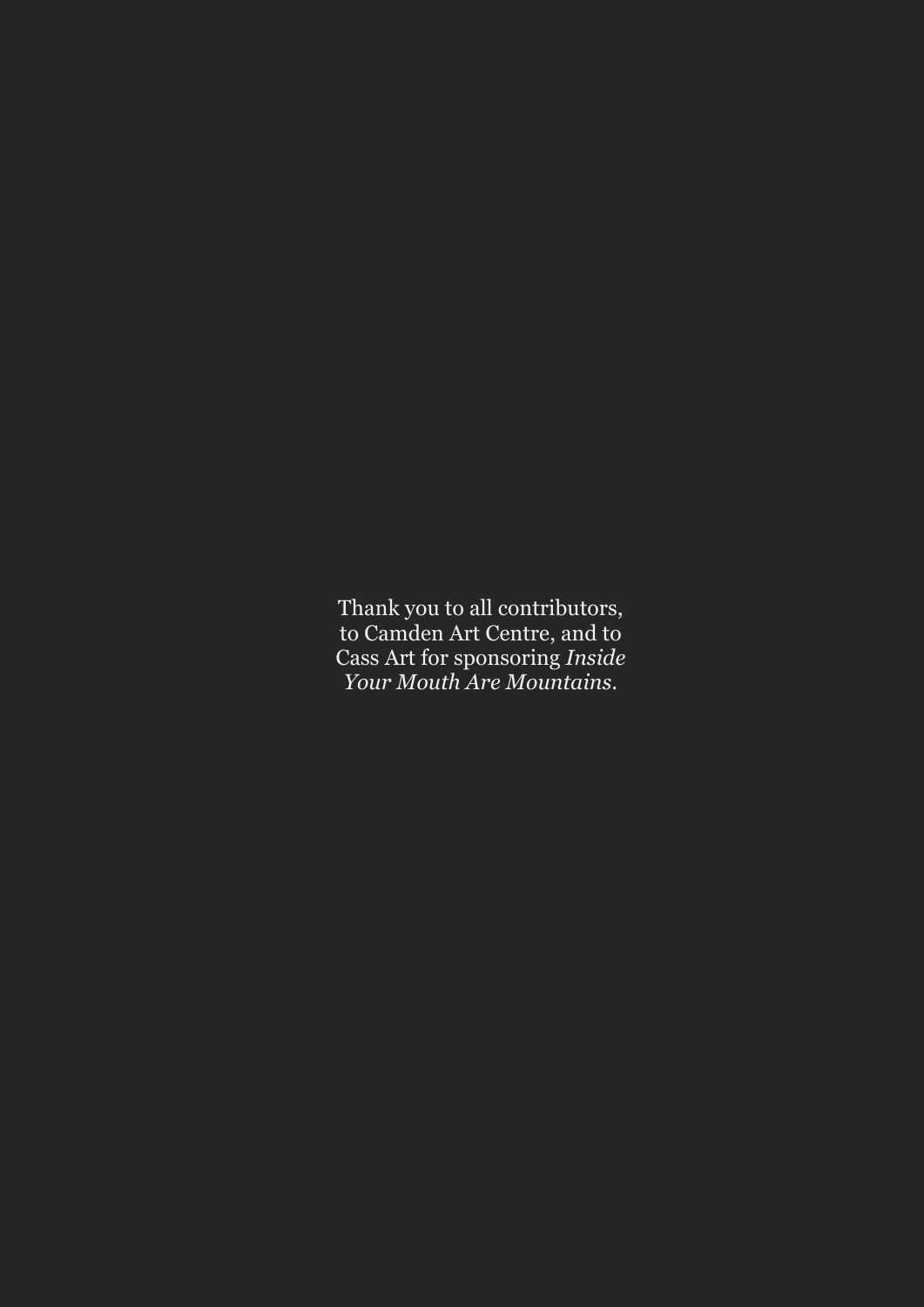Thank you to all contributors, to Camden Art Centre, and to Cass Art for sponsoring *Inside Your Mouth Are Mountains*.